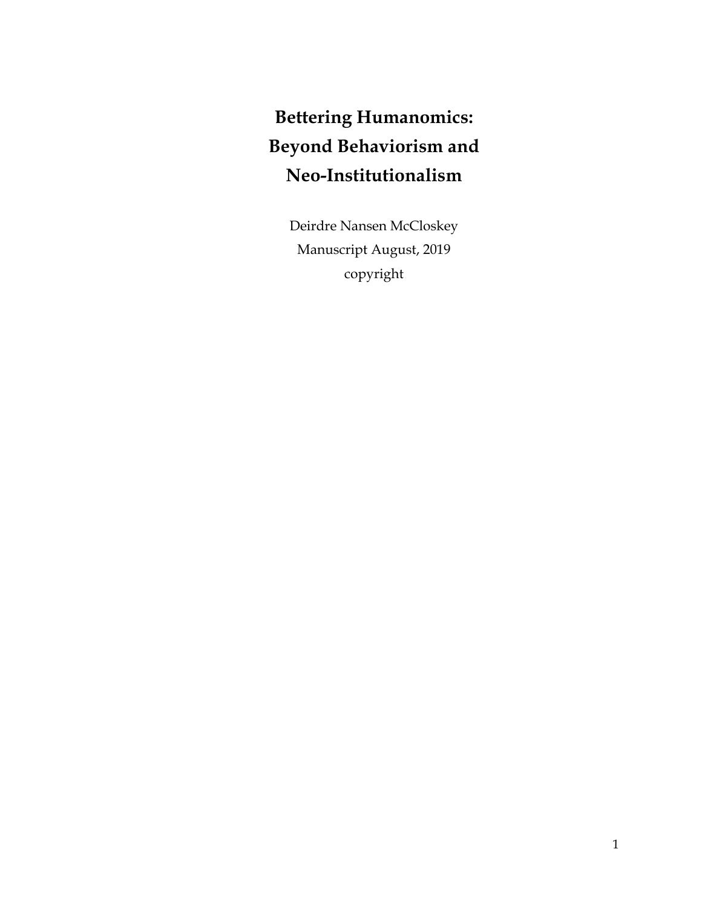# Bettering Humanomics: Beyond Behaviorism and Neo-Institutionalism

Deirdre Nansen McCloskey

Manuscript August, 2019

copyright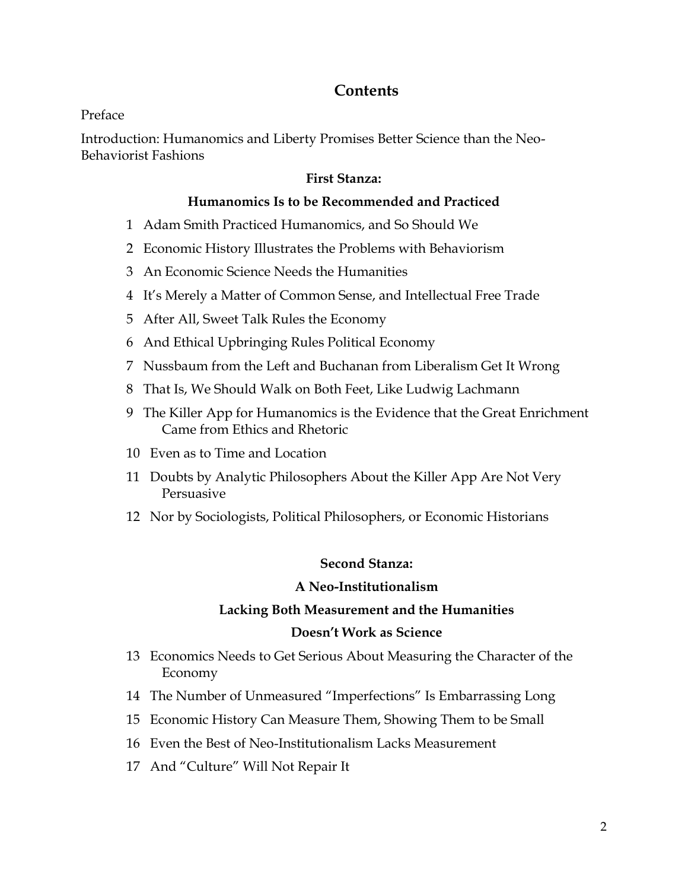# Contents

Preface

Introduction: Humanomics and Liberty Promises Better Science than the Neo-Behaviorist Fashions

### First Stanza:

### Humanomics Is to be Recommended and Practiced

1 Adam Smith Practiced Humanomics, and So Should We

2 Economic History Illustrates the Problems with Behaviorism

3 An Economic Science Needs the Humanities

4 It's Merely a Matter of Common Sense, and Intellectual Free Trade

5 After All, Sweet Talk Rules the Economy

6 And Ethical Upbringing Rules Political Economy

7 Nussbaum from the Left and Buchanan from Liberalism Get It Wrong

8 That Is, We Should Walk on Both Feet, Like Ludwig Lachmann

9 The Killer App for Humanomics is the Evidence that the Great Enrichment Came from Ethics and Rhetoric

10 Even as to Time and Location

11 Doubts by Analytic Philosophers About the Killer App Are Not Very Persuasive

12 Nor by Sociologists, Political Philosophers, or Economic Historians

### Second Stanza:

### A Neo-Institutionalism

### Lacking Both Measurement and the Humanities

### Doesn't Work as Science

13 Economics Needs to Get Serious About Measuring the Character of the Economy

14 The Number of Unmeasured "Imperfections" Is Embarrassing Long

15 Economic History Can Measure Them, Showing Them to be Small

16 Even the Best of Neo-Institutionalism Lacks Measurement

17 And "Culture" Will Not Repair It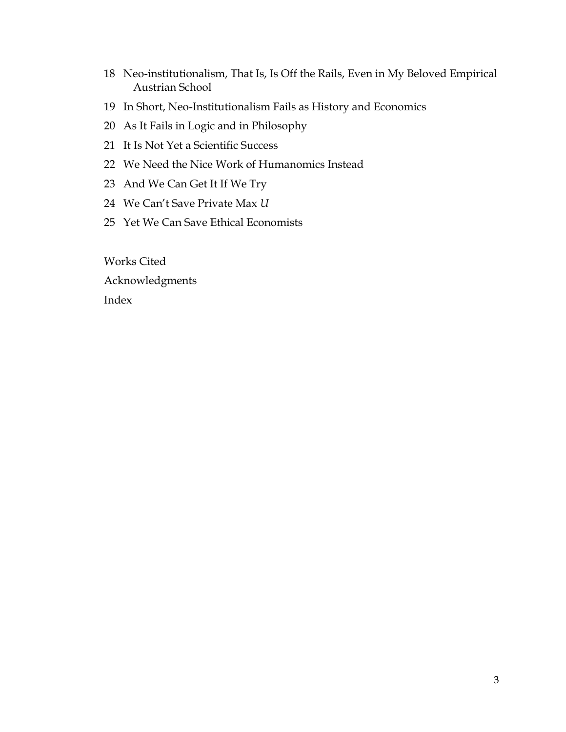18 Neo-institutionalism, That Is, Is Off the Rails, Even in My Beloved Empirical Austrian School

19 In Short, Neo-Institutionalism Fails as History and Economics

20 As It Fails in Logic and in Philosophy

21 It Is Not Yet a Scientific Success

22 We Need the Nice Work of Humanomics Instead

23 And We Can Get It If We Try

24 We Can't Save Private Max *U*

25 Yet We Can Save Ethical Economists

Works Cited

Acknowledgments

Index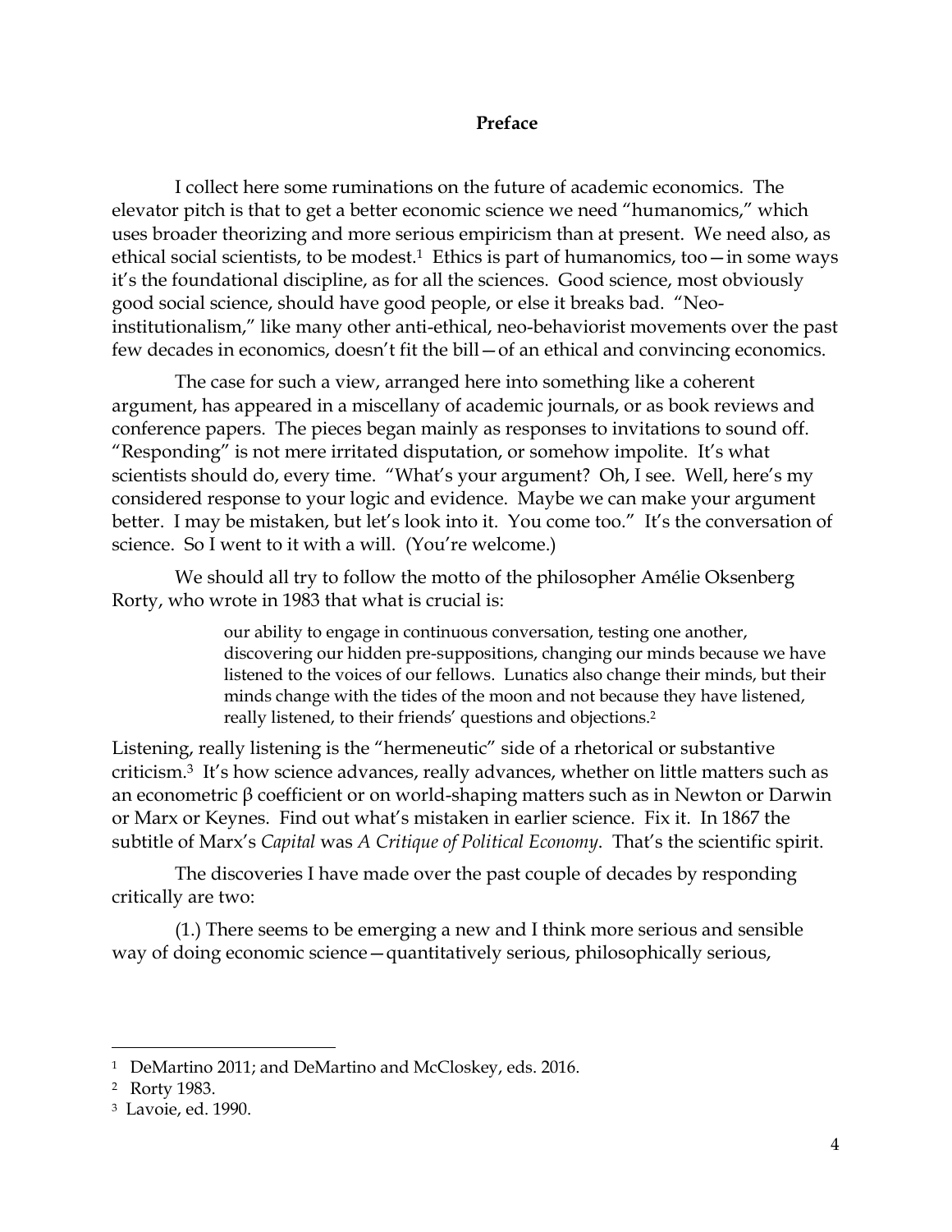## Preface

I collect here some ruminations on the future of academic economics. The elevator pitch is that to get a better economic science we need "humanomics," which uses broader theorizing and more serious empiricism than at present. We need also, as ethical social scientists, to be modest.[1] Ethics is part of humanomics, too—in some ways it's the foundational discipline, as for all the sciences. Good science, most obviously good social science, should have good people, or else it breaks bad. "Neo-institutionalism," like many other anti-ethical, neo-behaviorist movements over the past few decades in economics, doesn't fit the bill—of an ethical and convincing economics.

The case for such a view, arranged here into something like a coherent argument, has appeared in a miscellany of academic journals, or as book reviews and conference papers. The pieces began mainly as responses to invitations to sound off. "Responding" is not mere irritated disputation, or somehow impolite. It's what scientists should do, every time. "What's your argument? Oh, I see. Well, here's my considered response to your logic and evidence. Maybe we can make your argument better. I may be mistaken, but let's look into it. You come too." It's the conversation of science. So I went to it with a will. (You're welcome.)

We should all try to follow the motto of the philosopher Amélie Oksenberg Rorty, who wrote in 1983 that what is crucial is:

> our ability to engage in continuous conversation, testing one another, discovering our hidden pre-suppositions, changing our minds because we have listened to the voices of our fellows. Lunatics also change their minds, but their minds change with the tides of the moon and not because they have listened, really listened, to their friends' questions and objections.[2]

Listening, really listening is the "hermeneutic" side of a rhetorical or substantive criticism.[3] It's how science advances, really advances, whether on little matters such as an econometric β coefficient or on world-shaping matters such as in Newton or Darwin or Marx or Keynes. Find out what's mistaken in earlier science. Fix it. In 1867 the subtitle of Marx's *Capital* was *A Critique of Political Economy*. That's the scientific spirit.

The discoveries I have made over the past couple of decades by responding critically are two:

(1.) There seems to be emerging a new and I think more serious and sensible way of doing economic science—quantitatively serious, philosophically serious,

---

[1] DeMartino 2011; and DeMartino and McCloskey, eds. 2016.

[2] Rorty 1983.

[3] Lavoie, ed. 1990.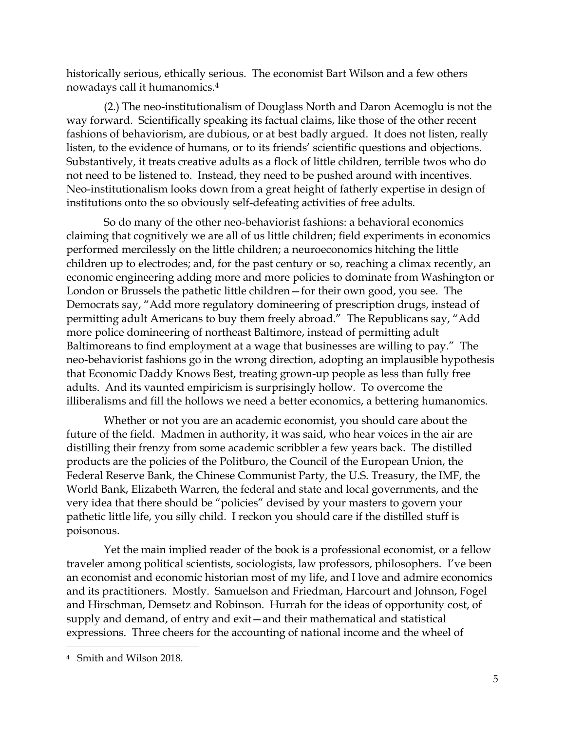historically serious, ethically serious. The economist Bart Wilson and a few others nowadays call it humanomics.[4]

(2.) The neo-institutionalism of Douglass North and Daron Acemoglu is not the way forward. Scientifically speaking its factual claims, like those of the other recent fashions of behaviorism, are dubious, or at best badly argued. It does not listen, really listen, to the evidence of humans, or to its friends' scientific questions and objections. Substantively, it treats creative adults as a flock of little children, terrible twos who do not need to be listened to. Instead, they need to be pushed around with incentives. Neo-institutionalism looks down from a great height of fatherly expertise in design of institutions onto the so obviously self-defeating activities of free adults.

So do many of the other neo-behaviorist fashions: a behavioral economics claiming that cognitively we are all of us little children; field experiments in economics performed mercilessly on the little children; a neuroeconomics hitching the little children up to electrodes; and, for the past century or so, reaching a climax recently, an economic engineering adding more and more policies to dominate from Washington or London or Brussels the pathetic little children—for their own good, you see. The Democrats say, "Add more regulatory domineering of prescription drugs, instead of permitting adult Americans to buy them freely abroad." The Republicans say, "Add more police domineering of northeast Baltimore, instead of permitting adult Baltimoreans to find employment at a wage that businesses are willing to pay." The neo-behaviorist fashions go in the wrong direction, adopting an implausible hypothesis that Economic Daddy Knows Best, treating grown-up people as less than fully free adults. And its vaunted empiricism is surprisingly hollow. To overcome the illiberalisms and fill the hollows we need a better economics, a bettering humanomics.

Whether or not you are an academic economist, you should care about the future of the field. Madmen in authority, it was said, who hear voices in the air are distilling their frenzy from some academic scribbler a few years back. The distilled products are the policies of the Politburo, the Council of the European Union, the Federal Reserve Bank, the Chinese Communist Party, the U.S. Treasury, the IMF, the World Bank, Elizabeth Warren, the federal and state and local governments, and the very idea that there should be "policies" devised by your masters to govern your pathetic little life, you silly child. I reckon you should care if the distilled stuff is poisonous.

Yet the main implied reader of the book is a professional economist, or a fellow traveler among political scientists, sociologists, law professors, philosophers. I've been an economist and economic historian most of my life, and I love and admire economics and its practitioners. Mostly. Samuelson and Friedman, Harcourt and Johnson, Fogel and Hirschman, Demsetz and Robinson. Hurrah for the ideas of opportunity cost, of supply and demand, of entry and exit—and their mathematical and statistical expressions. Three cheers for the accounting of national income and the wheel of

[4] Smith and Wilson 2018.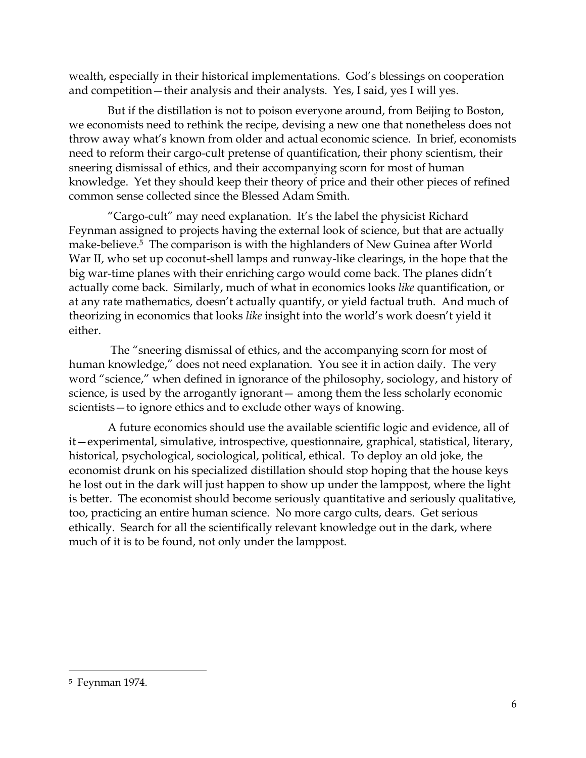wealth, especially in their historical implementations. God's blessings on cooperation and competition—their analysis and their analysts. Yes, I said, yes I will yes.

But if the distillation is not to poison everyone around, from Beijing to Boston, we economists need to rethink the recipe, devising a new one that nonetheless does not throw away what's known from older and actual economic science. In brief, economists need to reform their cargo-cult pretense of quantification, their phony scientism, their sneering dismissal of ethics, and their accompanying scorn for most of human knowledge. Yet they should keep their theory of price and their other pieces of refined common sense collected since the Blessed Adam Smith.

"Cargo-cult" may need explanation. It's the label the physicist Richard Feynman assigned to projects having the external look of science, but that are actually make-believe.[5] The comparison is with the highlanders of New Guinea after World War II, who set up coconut-shell lamps and runway-like clearings, in the hope that the big war-time planes with their enriching cargo would come back. The planes didn't actually come back. Similarly, much of what in economics looks *like* quantification, or at any rate mathematics, doesn't actually quantify, or yield factual truth. And much of theorizing in economics that looks *like* insight into the world's work doesn't yield it either.

The "sneering dismissal of ethics, and the accompanying scorn for most of human knowledge," does not need explanation. You see it in action daily. The very word "science," when defined in ignorance of the philosophy, sociology, and history of science, is used by the arrogantly ignorant— among them the less scholarly economic scientists—to ignore ethics and to exclude other ways of knowing.

A future economics should use the available scientific logic and evidence, all of it—experimental, simulative, introspective, questionnaire, graphical, statistical, literary, historical, psychological, sociological, political, ethical. To deploy an old joke, the economist drunk on his specialized distillation should stop hoping that the house keys he lost out in the dark will just happen to show up under the lamppost, where the light is better. The economist should become seriously quantitative and seriously qualitative, too, practicing an entire human science. No more cargo cults, dears. Get serious ethically. Search for all the scientifically relevant knowledge out in the dark, where much of it is to be found, not only under the lamppost.

---

[5] Feynman 1974.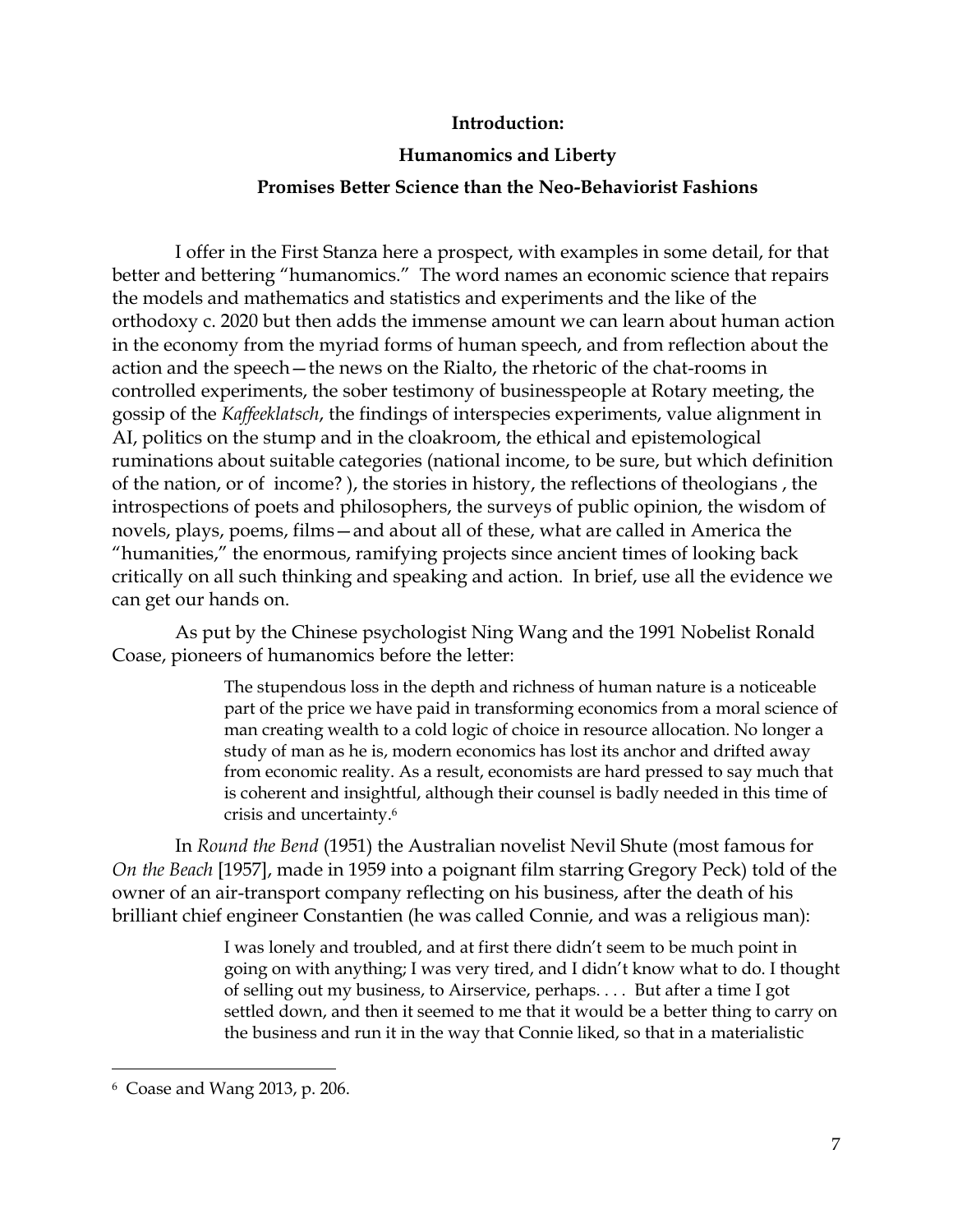**Introduction:**

**Humanomics and Liberty**

**Promises Better Science than the Neo-Behaviorist Fashions**

I offer in the First Stanza here a prospect, with examples in some detail, for that better and bettering "humanomics." The word names an economic science that repairs the models and mathematics and statistics and experiments and the like of the orthodoxy c. 2020 but then adds the immense amount we can learn about human action in the economy from the myriad forms of human speech, and from reflection about the action and the speech—the news on the Rialto, the rhetoric of the chat-rooms in controlled experiments, the sober testimony of businesspeople at Rotary meeting, the gossip of the *Kaffeeklatsch*, the findings of interspecies experiments, value alignment in AI, politics on the stump and in the cloakroom, the ethical and epistemological ruminations about suitable categories (national income, to be sure, but which definition of the nation, or of income? ), the stories in history, the reflections of theologians , the introspections of poets and philosophers, the surveys of public opinion, the wisdom of novels, plays, poems, films—and about all of these, what are called in America the "humanities," the enormous, ramifying projects since ancient times of looking back critically on all such thinking and speaking and action. In brief, use all the evidence we can get our hands on.

As put by the Chinese psychologist Ning Wang and the 1991 Nobelist Ronald Coase, pioneers of humanomics before the letter:

> The stupendous loss in the depth and richness of human nature is a noticeable part of the price we have paid in transforming economics from a moral science of man creating wealth to a cold logic of choice in resource allocation. No longer a study of man as he is, modern economics has lost its anchor and drifted away from economic reality. As a result, economists are hard pressed to say much that is coherent and insightful, although their counsel is badly needed in this time of crisis and uncertainty.[6]

In *Round the Bend* (1951) the Australian novelist Nevil Shute (most famous for *On the Beach* [1957], made in 1959 into a poignant film starring Gregory Peck) told of the owner of an air-transport company reflecting on his business, after the death of his brilliant chief engineer Constantien (he was called Connie, and was a religious man):

> I was lonely and troubled, and at first there didn't seem to be much point in going on with anything; I was very tired, and I didn't know what to do. I thought of selling out my business, to Airservice, perhaps. . . . But after a time I got settled down, and then it seemed to me that it would be a better thing to carry on the business and run it in the way that Connie liked, so that in a materialistic

[6] Coase and Wang 2013, p. 206.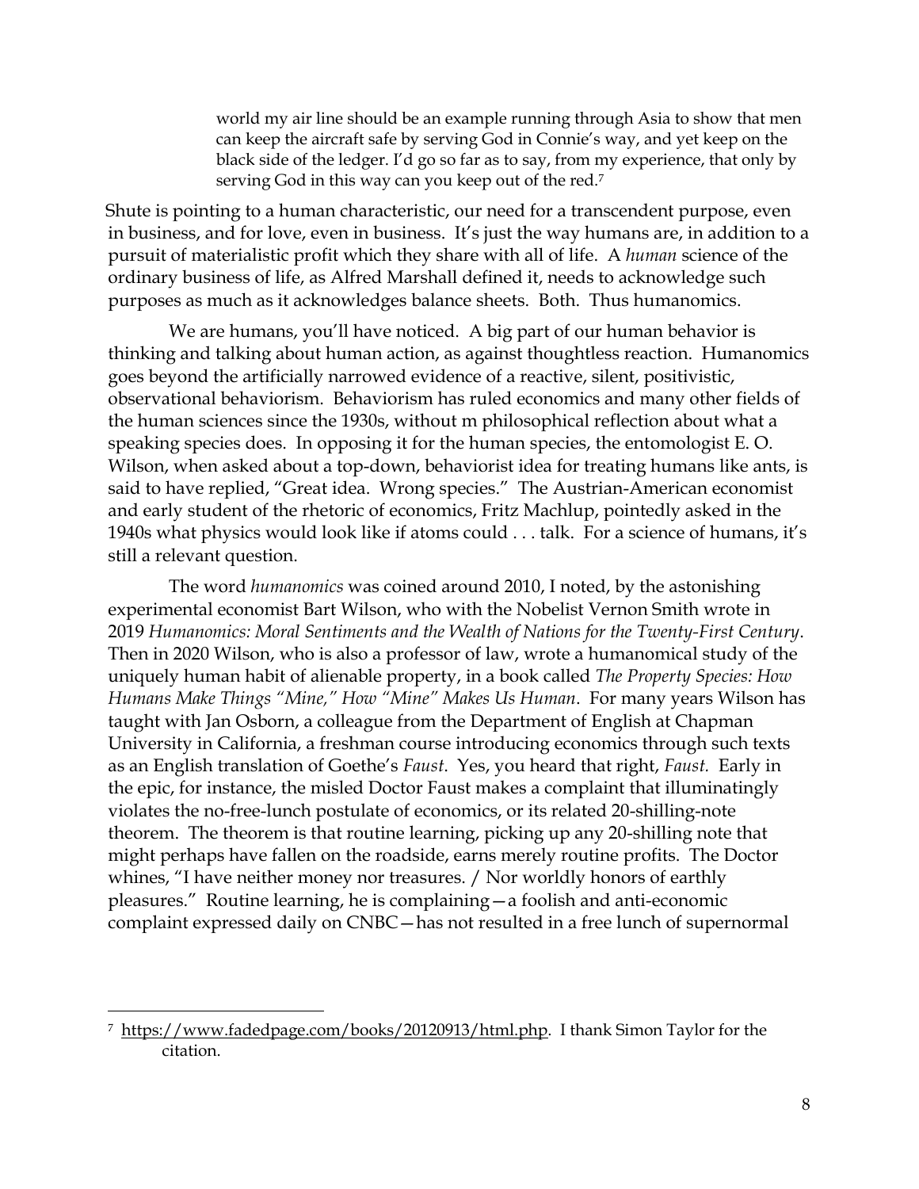> world my air line should be an example running through Asia to show that men can keep the aircraft safe by serving God in Connie's way, and yet keep on the black side of the ledger. I'd go so far as to say, from my experience, that only by serving God in this way can you keep out of the red.[7]

Shute is pointing to a human characteristic, our need for a transcendent purpose, even in business, and for love, even in business. It's just the way humans are, in addition to a pursuit of materialistic profit which they share with all of life. A *human* science of the ordinary business of life, as Alfred Marshall defined it, needs to acknowledge such purposes as much as it acknowledges balance sheets. Both. Thus humanomics.

We are humans, you'll have noticed. A big part of our human behavior is thinking and talking about human action, as against thoughtless reaction. Humanomics goes beyond the artificially narrowed evidence of a reactive, silent, positivistic, observational behaviorism. Behaviorism has ruled economics and many other fields of the human sciences since the 1930s, without m philosophical reflection about what a speaking species does. In opposing it for the human species, the entomologist E. O. Wilson, when asked about a top-down, behaviorist idea for treating humans like ants, is said to have replied, "Great idea. Wrong species." The Austrian-American economist and early student of the rhetoric of economics, Fritz Machlup, pointedly asked in the 1940s what physics would look like if atoms could . . . talk. For a science of humans, it's still a relevant question.

The word *humanomics* was coined around 2010, I noted, by the astonishing experimental economist Bart Wilson, who with the Nobelist Vernon Smith wrote in 2019 *Humanomics: Moral Sentiments and the Wealth of Nations for the Twenty-First Century*. Then in 2020 Wilson, who is also a professor of law, wrote a humanomical study of the uniquely human habit of alienable property, in a book called *The Property Species: How Humans Make Things "Mine," How "Mine" Makes Us Human*. For many years Wilson has taught with Jan Osborn, a colleague from the Department of English at Chapman University in California, a freshman course introducing economics through such texts as an English translation of Goethe's *Faust*. Yes, you heard that right, *Faust.* Early in the epic, for instance, the misled Doctor Faust makes a complaint that illuminatingly violates the no-free-lunch postulate of economics, or its related 20-shilling-note theorem. The theorem is that routine learning, picking up any 20-shilling note that might perhaps have fallen on the roadside, earns merely routine profits. The Doctor whines, "I have neither money nor treasures. / Nor worldly honors of earthly pleasures." Routine learning, he is complaining—a foolish and anti-economic complaint expressed daily on CNBC—has not resulted in a free lunch of supernormal

---

[7] https://www.fadedpage.com/books/20120913/html.php. I thank Simon Taylor for the citation.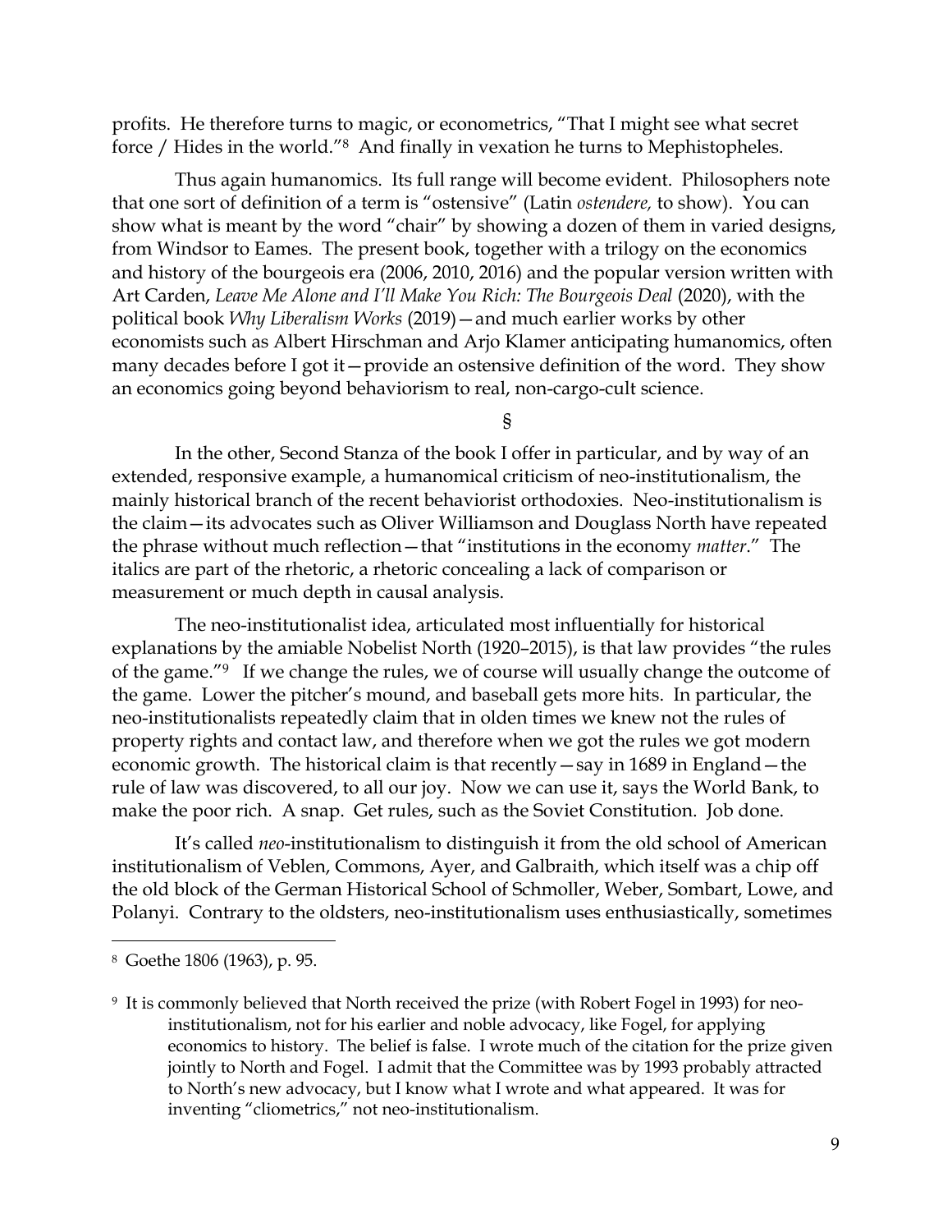profits. He therefore turns to magic, or econometrics, "That I might see what secret force / Hides in the world."[8] And finally in vexation he turns to Mephistopheles.

Thus again humanomics. Its full range will become evident. Philosophers note that one sort of definition of a term is "ostensive" (Latin *ostendere,* to show). You can show what is meant by the word "chair" by showing a dozen of them in varied designs, from Windsor to Eames. The present book, together with a trilogy on the economics and history of the bourgeois era (2006, 2010, 2016) and the popular version written with Art Carden, *Leave Me Alone and I'll Make You Rich: The Bourgeois Deal* (2020), with the political book *Why Liberalism Works* (2019)—and much earlier works by other economists such as Albert Hirschman and Arjo Klamer anticipating humanomics, often many decades before I got it—provide an ostensive definition of the word. They show an economics going beyond behaviorism to real, non-cargo-cult science.

§

In the other, Second Stanza of the book I offer in particular, and by way of an extended, responsive example, a humanomical criticism of neo-institutionalism, the mainly historical branch of the recent behaviorist orthodoxies. Neo-institutionalism is the claim—its advocates such as Oliver Williamson and Douglass North have repeated the phrase without much reflection—that "institutions in the economy *matter*." The italics are part of the rhetoric, a rhetoric concealing a lack of comparison or measurement or much depth in causal analysis.

The neo-institutionalist idea, articulated most influentially for historical explanations by the amiable Nobelist North (1920–2015), is that law provides "the rules of the game."[9] If we change the rules, we of course will usually change the outcome of the game. Lower the pitcher's mound, and baseball gets more hits. In particular, the neo-institutionalists repeatedly claim that in olden times we knew not the rules of property rights and contact law, and therefore when we got the rules we got modern economic growth. The historical claim is that recently—say in 1689 in England—the rule of law was discovered, to all our joy. Now we can use it, says the World Bank, to make the poor rich. A snap. Get rules, such as the Soviet Constitution. Job done.

It's called *neo*-institutionalism to distinguish it from the old school of American institutionalism of Veblen, Commons, Ayer, and Galbraith, which itself was a chip off the old block of the German Historical School of Schmoller, Weber, Sombart, Lowe, and Polanyi. Contrary to the oldsters, neo-institutionalism uses enthusiastically, sometimes

---

[8] Goethe 1806 (1963), p. 95.

[9] It is commonly believed that North received the prize (with Robert Fogel in 1993) for neo-institutionalism, not for his earlier and noble advocacy, like Fogel, for applying economics to history. The belief is false. I wrote much of the citation for the prize given jointly to North and Fogel. I admit that the Committee was by 1993 probably attracted to North's new advocacy, but I know what I wrote and what appeared. It was for inventing "cliometrics," not neo-institutionalism.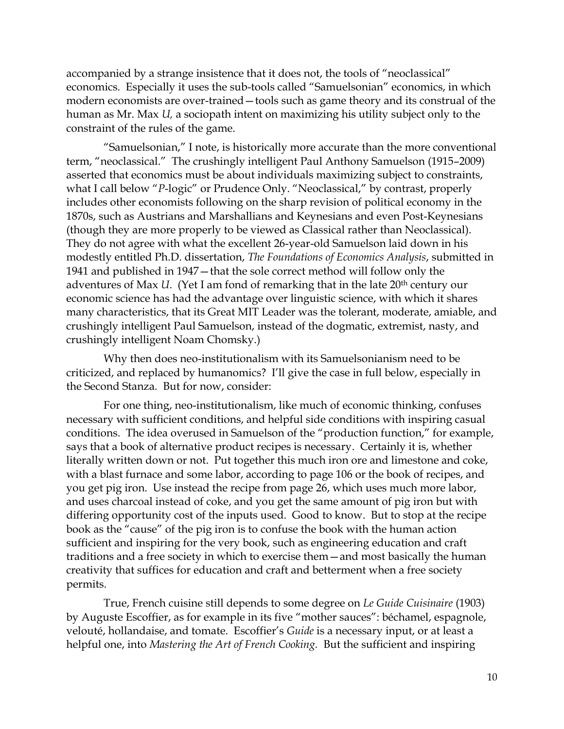accompanied by a strange insistence that it does not, the tools of "neoclassical" economics. Especially it uses the sub-tools called "Samuelsonian" economics, in which modern economists are over-trained—tools such as game theory and its construal of the human as Mr. Max *U,* a sociopath intent on maximizing his utility subject only to the constraint of the rules of the game.

"Samuelsonian," I note, is historically more accurate than the more conventional term, "neoclassical." The crushingly intelligent Paul Anthony Samuelson (1915–2009) asserted that economics must be about individuals maximizing subject to constraints, what I call below "*P*-logic" or Prudence Only. "Neoclassical," by contrast, properly includes other economists following on the sharp revision of political economy in the 1870s, such as Austrians and Marshallians and Keynesians and even Post-Keynesians (though they are more properly to be viewed as Classical rather than Neoclassical). They do not agree with what the excellent 26-year-old Samuelson laid down in his modestly entitled Ph.D. dissertation, *The Foundations of Economics Analysis*, submitted in 1941 and published in 1947—that the sole correct method will follow only the adventures of Max *U*. (Yet I am fond of remarking that in the late 20th century our economic science has had the advantage over linguistic science, with which it shares many characteristics, that its Great MIT Leader was the tolerant, moderate, amiable, and crushingly intelligent Paul Samuelson, instead of the dogmatic, extremist, nasty, and crushingly intelligent Noam Chomsky.)

Why then does neo-institutionalism with its Samuelsonianism need to be criticized, and replaced by humanomics? I'll give the case in full below, especially in the Second Stanza. But for now, consider:

For one thing, neo-institutionalism, like much of economic thinking, confuses necessary with sufficient conditions, and helpful side conditions with inspiring casual conditions. The idea overused in Samuelson of the "production function," for example, says that a book of alternative product recipes is necessary. Certainly it is, whether literally written down or not. Put together this much iron ore and limestone and coke, with a blast furnace and some labor, according to page 106 or the book of recipes, and you get pig iron. Use instead the recipe from page 26, which uses much more labor, and uses charcoal instead of coke, and you get the same amount of pig iron but with differing opportunity cost of the inputs used. Good to know. But to stop at the recipe book as the "cause" of the pig iron is to confuse the book with the human action sufficient and inspiring for the very book, such as engineering education and craft traditions and a free society in which to exercise them—and most basically the human creativity that suffices for education and craft and betterment when a free society permits.

True, French cuisine still depends to some degree on *Le Guide Cuisinaire* (1903) by Auguste Escoffier, as for example in its five "mother sauces": béchamel, espagnole, velouté, hollandaise, and tomate. Escoffier's *Guide* is a necessary input, or at least a helpful one, into *Mastering the Art of French Cooking*. But the sufficient and inspiring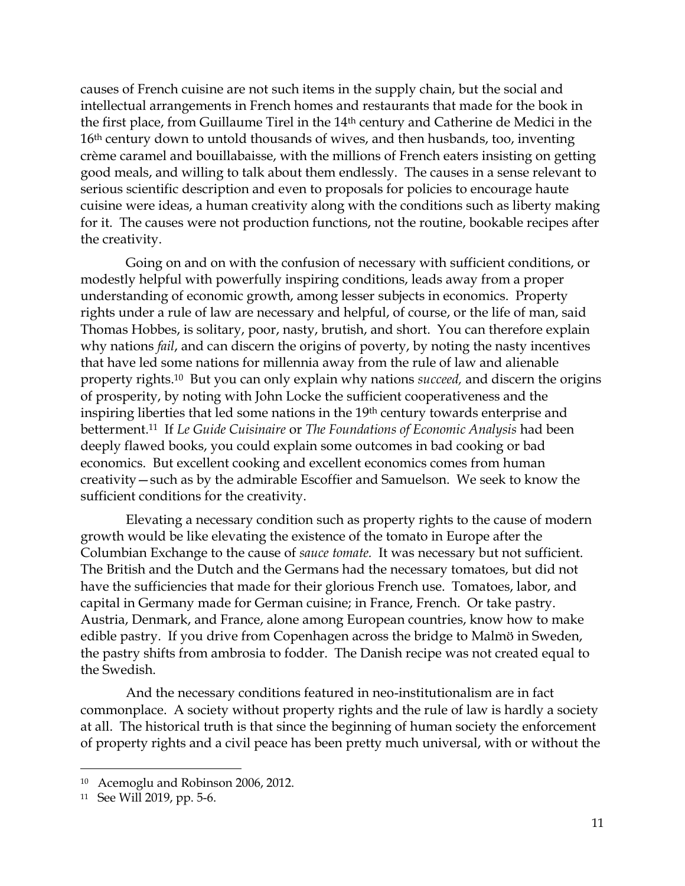causes of French cuisine are not such items in the supply chain, but the social and intellectual arrangements in French homes and restaurants that made for the book in the first place, from Guillaume Tirel in the 14th century and Catherine de Medici in the 16th century down to untold thousands of wives, and then husbands, too, inventing crème caramel and bouillabaisse, with the millions of French eaters insisting on getting good meals, and willing to talk about them endlessly. The causes in a sense relevant to serious scientific description and even to proposals for policies to encourage haute cuisine were ideas, a human creativity along with the conditions such as liberty making for it. The causes were not production functions, not the routine, bookable recipes after the creativity.

Going on and on with the confusion of necessary with sufficient conditions, or modestly helpful with powerfully inspiring conditions, leads away from a proper understanding of economic growth, among lesser subjects in economics. Property rights under a rule of law are necessary and helpful, of course, or the life of man, said Thomas Hobbes, is solitary, poor, nasty, brutish, and short. You can therefore explain why nations *fail*, and can discern the origins of poverty, by noting the nasty incentives that have led some nations for millennia away from the rule of law and alienable property rights.[10] But you can only explain why nations *succeed,* and discern the origins of prosperity, by noting with John Locke the sufficient cooperativeness and the inspiring liberties that led some nations in the 19th century towards enterprise and betterment.[11] If *Le Guide Cuisinaire* or *The Foundations of Economic Analysis* had been deeply flawed books, you could explain some outcomes in bad cooking or bad economics. But excellent cooking and excellent economics comes from human creativity—such as by the admirable Escoffier and Samuelson. We seek to know the sufficient conditions for the creativity.

Elevating a necessary condition such as property rights to the cause of modern growth would be like elevating the existence of the tomato in Europe after the Columbian Exchange to the cause of *sauce tomate.* It was necessary but not sufficient. The British and the Dutch and the Germans had the necessary tomatoes, but did not have the sufficiencies that made for their glorious French use. Tomatoes, labor, and capital in Germany made for German cuisine; in France, French. Or take pastry. Austria, Denmark, and France, alone among European countries, know how to make edible pastry. If you drive from Copenhagen across the bridge to Malmö in Sweden, the pastry shifts from ambrosia to fodder. The Danish recipe was not created equal to the Swedish.

And the necessary conditions featured in neo-institutionalism are in fact commonplace. A society without property rights and the rule of law is hardly a society at all. The historical truth is that since the beginning of human society the enforcement of property rights and a civil peace has been pretty much universal, with or without the

---

[10] Acemoglu and Robinson 2006, 2012.

[11] See Will 2019, pp. 5-6.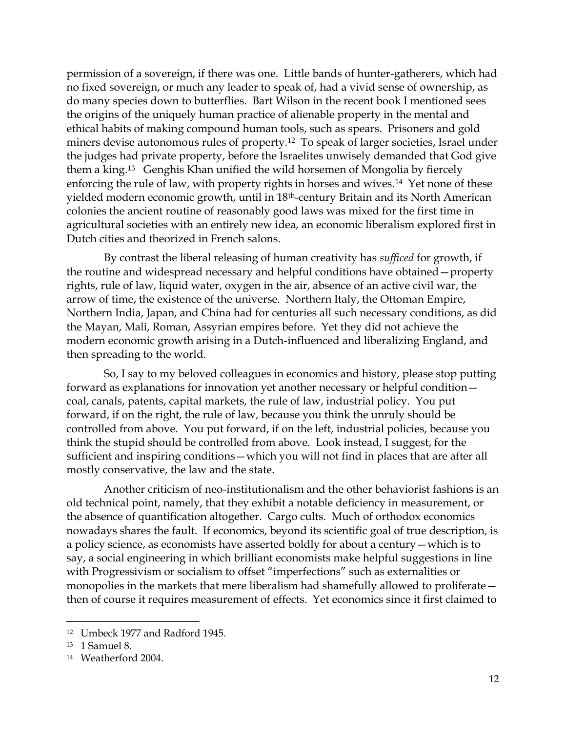permission of a sovereign, if there was one. Little bands of hunter-gatherers, which had no fixed sovereign, or much any leader to speak of, had a vivid sense of ownership, as do many species down to butterflies. Bart Wilson in the recent book I mentioned sees the origins of the uniquely human practice of alienable property in the mental and ethical habits of making compound human tools, such as spears. Prisoners and gold miners devise autonomous rules of property.[12] To speak of larger societies, Israel under the judges had private property, before the Israelites unwisely demanded that God give them a king.[13] Genghis Khan unified the wild horsemen of Mongolia by fiercely enforcing the rule of law, with property rights in horses and wives.[14] Yet none of these yielded modern economic growth, until in 18th-century Britain and its North American colonies the ancient routine of reasonably good laws was mixed for the first time in agricultural societies with an entirely new idea, an economic liberalism explored first in Dutch cities and theorized in French salons.

By contrast the liberal releasing of human creativity has *sufficed* for growth, if the routine and widespread necessary and helpful conditions have obtained—property rights, rule of law, liquid water, oxygen in the air, absence of an active civil war, the arrow of time, the existence of the universe. Northern Italy, the Ottoman Empire, Northern India, Japan, and China had for centuries all such necessary conditions, as did the Mayan, Mali, Roman, Assyrian empires before. Yet they did not achieve the modern economic growth arising in a Dutch-influenced and liberalizing England, and then spreading to the world.

So, I say to my beloved colleagues in economics and history, please stop putting forward as explanations for innovation yet another necessary or helpful condition—coal, canals, patents, capital markets, the rule of law, industrial policy. You put forward, if on the right, the rule of law, because you think the unruly should be controlled from above. You put forward, if on the left, industrial policies, because you think the stupid should be controlled from above. Look instead, I suggest, for the sufficient and inspiring conditions—which you will not find in places that are after all mostly conservative, the law and the state.

Another criticism of neo-institutionalism and the other behaviorist fashions is an old technical point, namely, that they exhibit a notable deficiency in measurement, or the absence of quantification altogether. Cargo cults. Much of orthodox economics nowadays shares the fault. If economics, beyond its scientific goal of true description, is a policy science, as economists have asserted boldly for about a century—which is to say, a social engineering in which brilliant economists make helpful suggestions in line with Progressivism or socialism to offset "imperfections" such as externalities or monopolies in the markets that mere liberalism had shamefully allowed to proliferate—then of course it requires measurement of effects. Yet economics since it first claimed to

---

[12] Umbeck 1977 and Radford 1945.

[13] 1 Samuel 8.

[14] Weatherford 2004.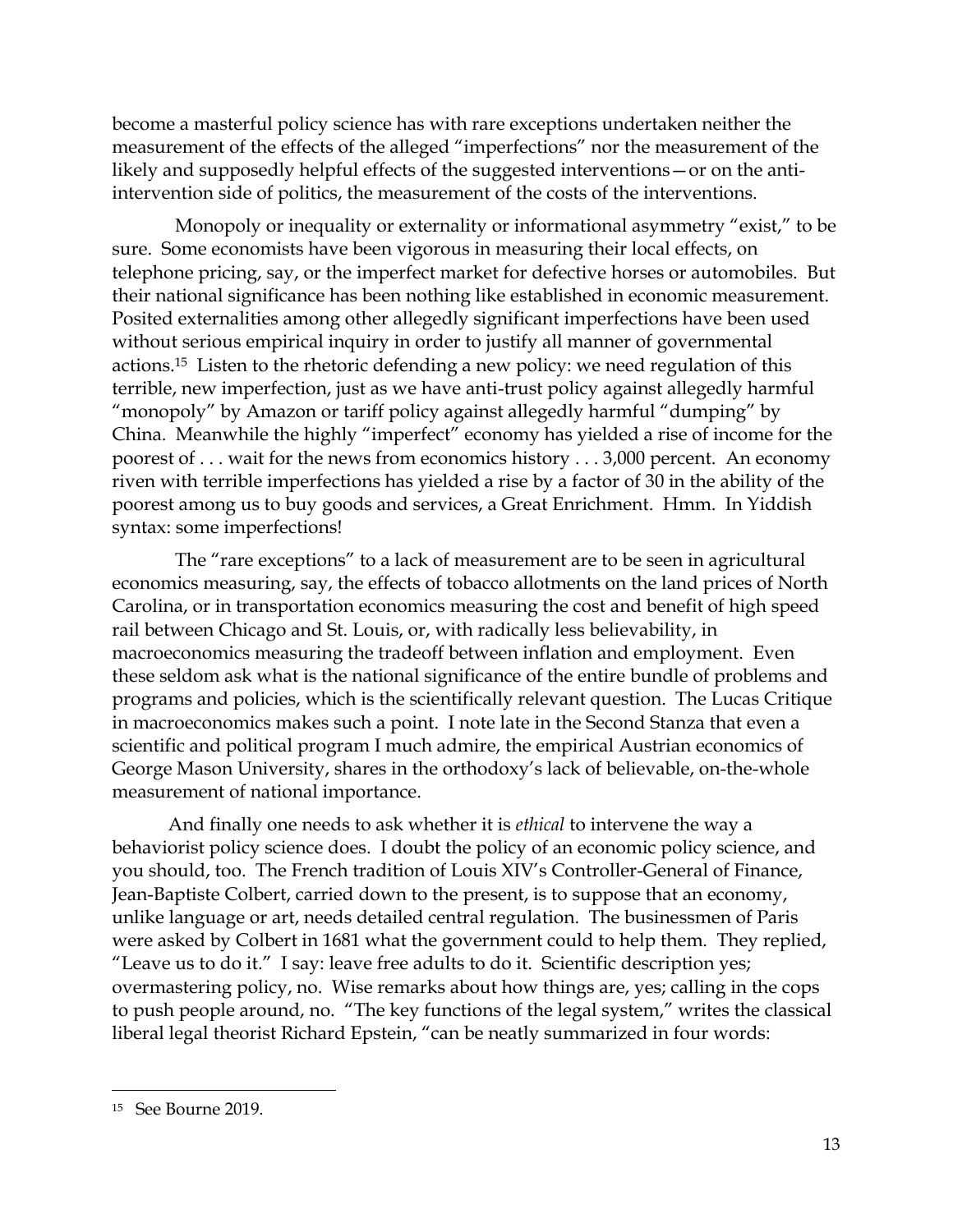become a masterful policy science has with rare exceptions undertaken neither the measurement of the effects of the alleged "imperfections" nor the measurement of the likely and supposedly helpful effects of the suggested interventions—or on the anti-intervention side of politics, the measurement of the costs of the interventions.

Monopoly or inequality or externality or informational asymmetry "exist," to be sure. Some economists have been vigorous in measuring their local effects, on telephone pricing, say, or the imperfect market for defective horses or automobiles. But their national significance has been nothing like established in economic measurement. Posited externalities among other allegedly significant imperfections have been used without serious empirical inquiry in order to justify all manner of governmental actions.[15] Listen to the rhetoric defending a new policy: we need regulation of this terrible, new imperfection, just as we have anti-trust policy against allegedly harmful "monopoly" by Amazon or tariff policy against allegedly harmful "dumping" by China. Meanwhile the highly "imperfect" economy has yielded a rise of income for the poorest of . . . wait for the news from economics history . . . 3,000 percent. An economy riven with terrible imperfections has yielded a rise by a factor of 30 in the ability of the poorest among us to buy goods and services, a Great Enrichment. Hmm. In Yiddish syntax: some imperfections!

The "rare exceptions" to a lack of measurement are to be seen in agricultural economics measuring, say, the effects of tobacco allotments on the land prices of North Carolina, or in transportation economics measuring the cost and benefit of high speed rail between Chicago and St. Louis, or, with radically less believability, in macroeconomics measuring the tradeoff between inflation and employment. Even these seldom ask what is the national significance of the entire bundle of problems and programs and policies, which is the scientifically relevant question. The Lucas Critique in macroeconomics makes such a point. I note late in the Second Stanza that even a scientific and political program I much admire, the empirical Austrian economics of George Mason University, shares in the orthodoxy's lack of believable, on-the-whole measurement of national importance.

And finally one needs to ask whether it is *ethical* to intervene the way a behaviorist policy science does. I doubt the policy of an economic policy science, and you should, too. The French tradition of Louis XIV's Controller-General of Finance, Jean-Baptiste Colbert, carried down to the present, is to suppose that an economy, unlike language or art, needs detailed central regulation. The businessmen of Paris were asked by Colbert in 1681 what the government could to help them. They replied, "Leave us to do it." I say: leave free adults to do it. Scientific description yes; overmastering policy, no. Wise remarks about how things are, yes; calling in the cops to push people around, no. "The key functions of the legal system," writes the classical liberal legal theorist Richard Epstein, "can be neatly summarized in four words:

---

[15] See Bourne 2019.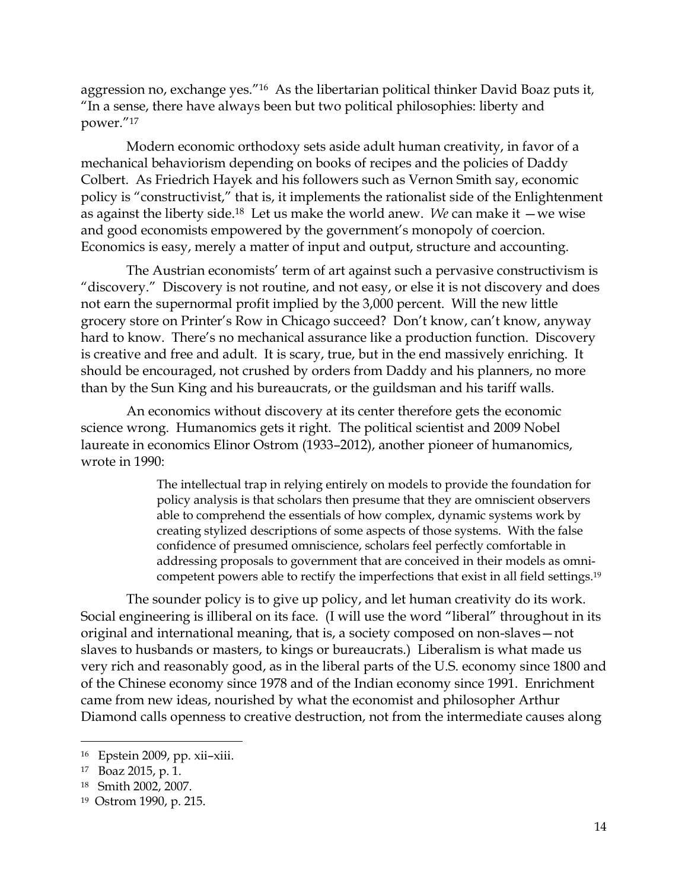aggression no, exchange yes."[16] As the libertarian political thinker David Boaz puts it, "In a sense, there have always been but two political philosophies: liberty and power."[17]

Modern economic orthodoxy sets aside adult human creativity, in favor of a mechanical behaviorism depending on books of recipes and the policies of Daddy Colbert. As Friedrich Hayek and his followers such as Vernon Smith say, economic policy is "constructivist," that is, it implements the rationalist side of the Enlightenment as against the liberty side.[18] Let us make the world anew. *We* can make it —we wise and good economists empowered by the government's monopoly of coercion. Economics is easy, merely a matter of input and output, structure and accounting.

The Austrian economists' term of art against such a pervasive constructivism is "discovery." Discovery is not routine, and not easy, or else it is not discovery and does not earn the supernormal profit implied by the 3,000 percent. Will the new little grocery store on Printer's Row in Chicago succeed? Don't know, can't know, anyway hard to know. There's no mechanical assurance like a production function. Discovery is creative and free and adult. It is scary, true, but in the end massively enriching. It should be encouraged, not crushed by orders from Daddy and his planners, no more than by the Sun King and his bureaucrats, or the guildsman and his tariff walls.

An economics without discovery at its center therefore gets the economic science wrong. Humanomics gets it right. The political scientist and 2009 Nobel laureate in economics Elinor Ostrom (1933–2012), another pioneer of humanomics, wrote in 1990:

> The intellectual trap in relying entirely on models to provide the foundation for policy analysis is that scholars then presume that they are omniscient observers able to comprehend the essentials of how complex, dynamic systems work by creating stylized descriptions of some aspects of those systems. With the false confidence of presumed omniscience, scholars feel perfectly comfortable in addressing proposals to government that are conceived in their models as omni-competent powers able to rectify the imperfections that exist in all field settings.[19]

The sounder policy is to give up policy, and let human creativity do its work. Social engineering is illiberal on its face. (I will use the word "liberal" throughout in its original and international meaning, that is, a society composed on non-slaves—not slaves to husbands or masters, to kings or bureaucrats.) Liberalism is what made us very rich and reasonably good, as in the liberal parts of the U.S. economy since 1800 and of the Chinese economy since 1978 and of the Indian economy since 1991. Enrichment came from new ideas, nourished by what the economist and philosopher Arthur Diamond calls openness to creative destruction, not from the intermediate causes along

---

[16] Epstein 2009, pp. xii–xiii.

[17] Boaz 2015, p. 1.

[18] Smith 2002, 2007.

[19] Ostrom 1990, p. 215.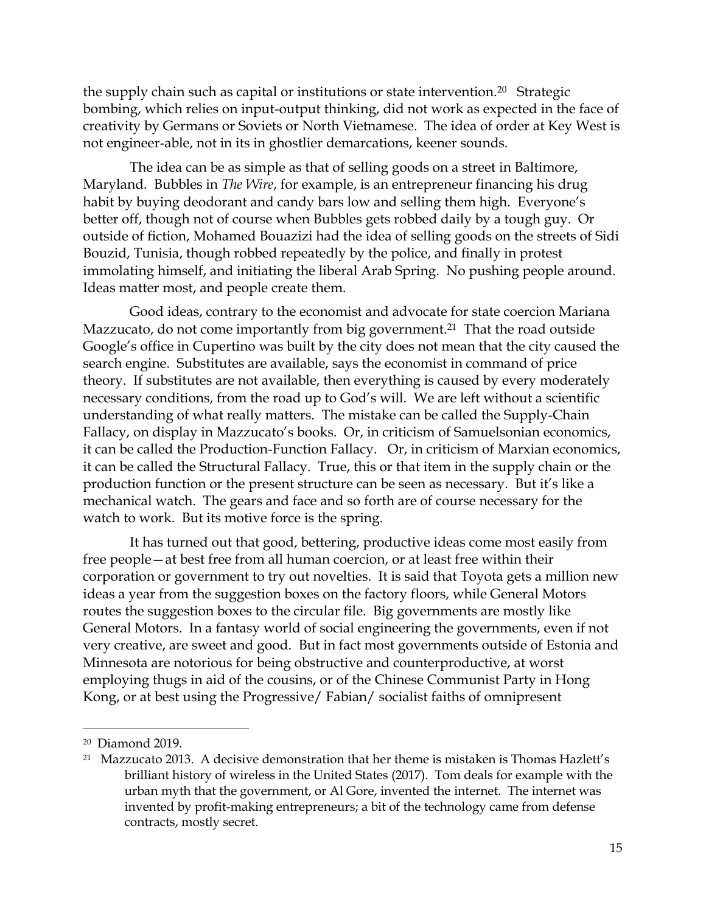the supply chain such as capital or institutions or state intervention.[20] Strategic bombing, which relies on input-output thinking, did not work as expected in the face of creativity by Germans or Soviets or North Vietnamese. The idea of order at Key West is not engineer-able, not in its in ghostlier demarcations, keener sounds.

The idea can be as simple as that of selling goods on a street in Baltimore, Maryland. Bubbles in *The Wire*, for example, is an entrepreneur financing his drug habit by buying deodorant and candy bars low and selling them high. Everyone's better off, though not of course when Bubbles gets robbed daily by a tough guy. Or outside of fiction, Mohamed Bouazizi had the idea of selling goods on the streets of Sidi Bouzid, Tunisia, though robbed repeatedly by the police, and finally in protest immolating himself, and initiating the liberal Arab Spring. No pushing people around. Ideas matter most, and people create them.

Good ideas, contrary to the economist and advocate for state coercion Mariana Mazzucato, do not come importantly from big government.[21] That the road outside Google's office in Cupertino was built by the city does not mean that the city caused the search engine. Substitutes are available, says the economist in command of price theory. If substitutes are not available, then everything is caused by every moderately necessary conditions, from the road up to God's will. We are left without a scientific understanding of what really matters. The mistake can be called the Supply-Chain Fallacy, on display in Mazzucato's books. Or, in criticism of Samuelsonian economics, it can be called the Production-Function Fallacy. Or, in criticism of Marxian economics, it can be called the Structural Fallacy. True, this or that item in the supply chain or the production function or the present structure can be seen as necessary. But it's like a mechanical watch. The gears and face and so forth are of course necessary for the watch to work. But its motive force is the spring.

It has turned out that good, bettering, productive ideas come most easily from free people—at best free from all human coercion, or at least free within their corporation or government to try out novelties. It is said that Toyota gets a million new ideas a year from the suggestion boxes on the factory floors, while General Motors routes the suggestion boxes to the circular file. Big governments are mostly like General Motors. In a fantasy world of social engineering the governments, even if not very creative, are sweet and good. But in fact most governments outside of Estonia and Minnesota are notorious for being obstructive and counterproductive, at worst employing thugs in aid of the cousins, or of the Chinese Communist Party in Hong Kong, or at best using the Progressive/ Fabian/ socialist faiths of omnipresent

---

[20] Diamond 2019.

[21] Mazzucato 2013. A decisive demonstration that her theme is mistaken is Thomas Hazlett's brilliant history of wireless in the United States (2017). Tom deals for example with the urban myth that the government, or Al Gore, invented the internet. The internet was invented by profit-making entrepreneurs; a bit of the technology came from defense contracts, mostly secret.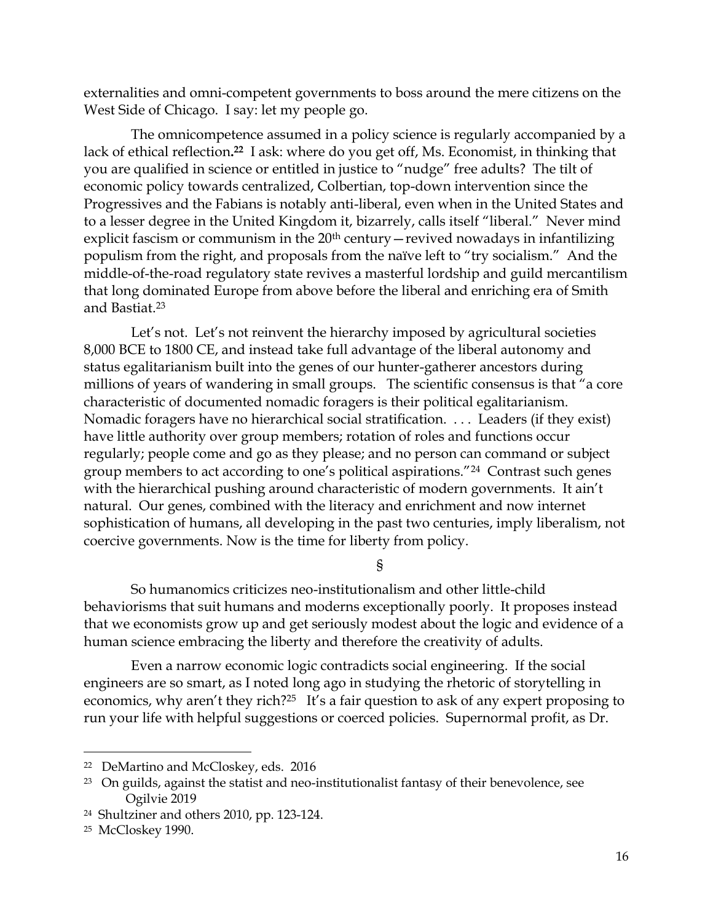externalities and omni-competent governments to boss around the mere citizens on the West Side of Chicago. I say: let my people go.

The omnicompetence assumed in a policy science is regularly accompanied by a lack of ethical reflection.[22] I ask: where do you get off, Ms. Economist, in thinking that you are qualified in science or entitled in justice to "nudge" free adults? The tilt of economic policy towards centralized, Colbertian, top-down intervention since the Progressives and the Fabians is notably anti-liberal, even when in the United States and to a lesser degree in the United Kingdom it, bizarrely, calls itself "liberal." Never mind explicit fascism or communism in the 20th century—revived nowadays in infantilizing populism from the right, and proposals from the naïve left to "try socialism." And the middle-of-the-road regulatory state revives a masterful lordship and guild mercantilism that long dominated Europe from above before the liberal and enriching era of Smith and Bastiat.[23]

Let's not. Let's not reinvent the hierarchy imposed by agricultural societies 8,000 BCE to 1800 CE, and instead take full advantage of the liberal autonomy and status egalitarianism built into the genes of our hunter-gatherer ancestors during millions of years of wandering in small groups. The scientific consensus is that "a core characteristic of documented nomadic foragers is their political egalitarianism. Nomadic foragers have no hierarchical social stratification. . . . Leaders (if they exist) have little authority over group members; rotation of roles and functions occur regularly; people come and go as they please; and no person can command or subject group members to act according to one's political aspirations."[24] Contrast such genes with the hierarchical pushing around characteristic of modern governments. It ain't natural. Our genes, combined with the literacy and enrichment and now internet sophistication of humans, all developing in the past two centuries, imply liberalism, not coercive governments. Now is the time for liberty from policy.

§

So humanomics criticizes neo-institutionalism and other little-child behaviorisms that suit humans and moderns exceptionally poorly. It proposes instead that we economists grow up and get seriously modest about the logic and evidence of a human science embracing the liberty and therefore the creativity of adults.

Even a narrow economic logic contradicts social engineering. If the social engineers are so smart, as I noted long ago in studying the rhetoric of storytelling in economics, why aren't they rich?[25] It's a fair question to ask of any expert proposing to run your life with helpful suggestions or coerced policies. Supernormal profit, as Dr.

---

[22] DeMartino and McCloskey, eds. 2016

[23] On guilds, against the statist and neo-institutionalist fantasy of their benevolence, see Ogilvie 2019

[24] Shultziner and others 2010, pp. 123-124.

[25] McCloskey 1990.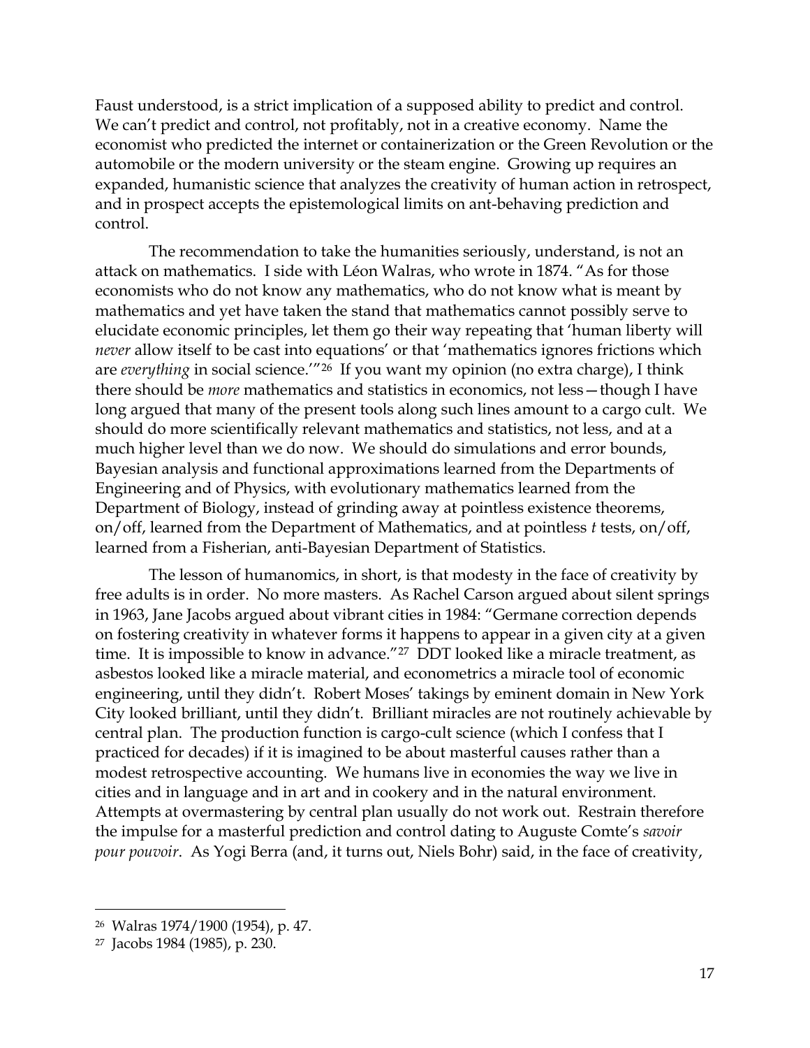Faust understood, is a strict implication of a supposed ability to predict and control. We can't predict and control, not profitably, not in a creative economy. Name the economist who predicted the internet or containerization or the Green Revolution or the automobile or the modern university or the steam engine. Growing up requires an expanded, humanistic science that analyzes the creativity of human action in retrospect, and in prospect accepts the epistemological limits on ant-behaving prediction and control.

The recommendation to take the humanities seriously, understand, is not an attack on mathematics. I side with Léon Walras, who wrote in 1874. "As for those economists who do not know any mathematics, who do not know what is meant by mathematics and yet have taken the stand that mathematics cannot possibly serve to elucidate economic principles, let them go their way repeating that 'human liberty will *never* allow itself to be cast into equations' or that 'mathematics ignores frictions which are *everything* in social science.'"[26] If you want my opinion (no extra charge), I think there should be *more* mathematics and statistics in economics, not less—though I have long argued that many of the present tools along such lines amount to a cargo cult. We should do more scientifically relevant mathematics and statistics, not less, and at a much higher level than we do now. We should do simulations and error bounds, Bayesian analysis and functional approximations learned from the Departments of Engineering and of Physics, with evolutionary mathematics learned from the Department of Biology, instead of grinding away at pointless existence theorems, on/off, learned from the Department of Mathematics, and at pointless *t* tests, on/off, learned from a Fisherian, anti-Bayesian Department of Statistics.

The lesson of humanomics, in short, is that modesty in the face of creativity by free adults is in order. No more masters. As Rachel Carson argued about silent springs in 1963, Jane Jacobs argued about vibrant cities in 1984: "Germane correction depends on fostering creativity in whatever forms it happens to appear in a given city at a given time. It is impossible to know in advance."[27] DDT looked like a miracle treatment, as asbestos looked like a miracle material, and econometrics a miracle tool of economic engineering, until they didn't. Robert Moses' takings by eminent domain in New York City looked brilliant, until they didn't. Brilliant miracles are not routinely achievable by central plan. The production function is cargo-cult science (which I confess that I practiced for decades) if it is imagined to be about masterful causes rather than a modest retrospective accounting. We humans live in economies the way we live in cities and in language and in art and in cookery and in the natural environment. Attempts at overmastering by central plan usually do not work out. Restrain therefore the impulse for a masterful prediction and control dating to Auguste Comte's *savoir pour pouvoir*. As Yogi Berra (and, it turns out, Niels Bohr) said, in the face of creativity,

---

[26] Walras 1974/1900 (1954), p. 47.

[27] Jacobs 1984 (1985), p. 230.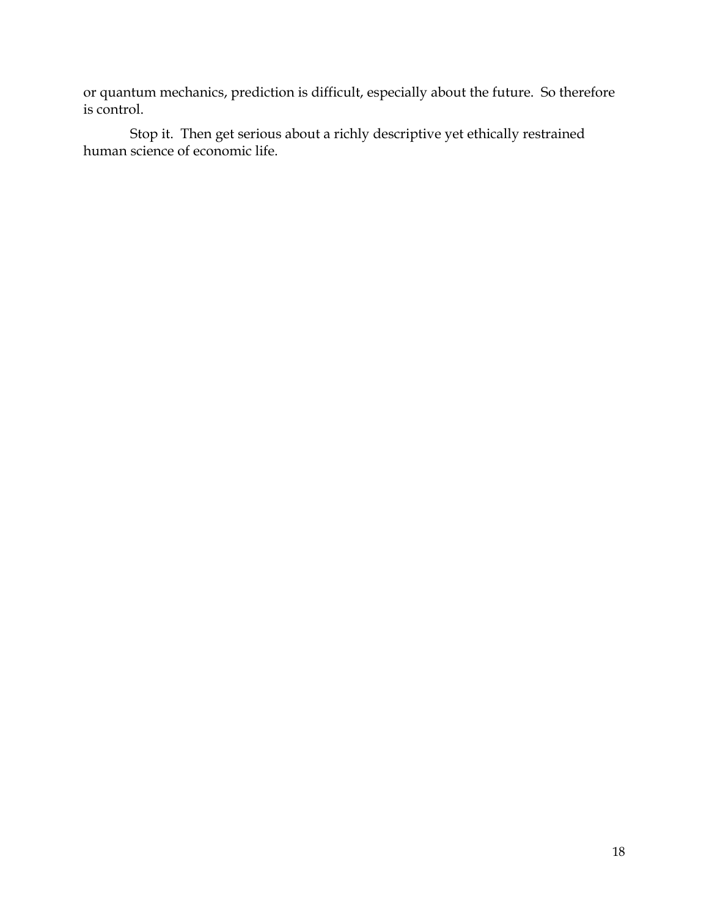or quantum mechanics, prediction is difficult, especially about the future. So therefore is control.

Stop it. Then get serious about a richly descriptive yet ethically restrained human science of economic life.